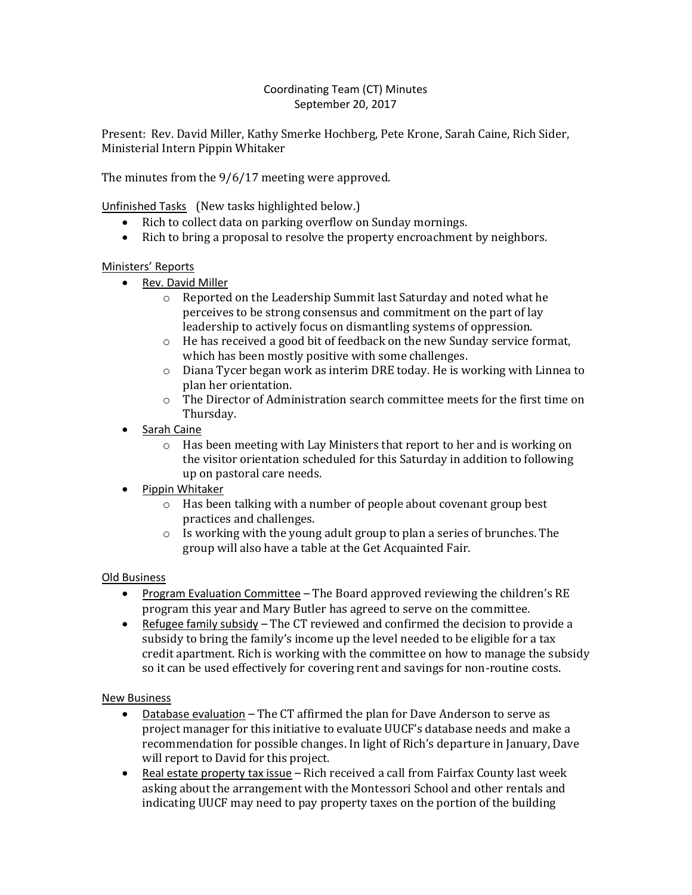# Coordinating Team (CT) Minutes
## September 20, 2017

Present: Rev. David Miller, Kathy Smerke Hochberg, Pete Krone, Sarah Caine, Rich Sider, Ministerial Intern Pippin Whitaker

The minutes from the 9/6/17 meeting were approved.

Unfinished Tasks (New tasks highlighted below.)

- Rich to collect data on parking overflow on Sunday mornings.
- Rich to bring a proposal to resolve the property encroachment by neighbors.

Ministers' Reports

- Rev. David Miller
  - Reported on the Leadership Summit last Saturday and noted what he perceives to be strong consensus and commitment on the part of lay leadership to actively focus on dismantling systems of oppression.
  - He has received a good bit of feedback on the new Sunday service format, which has been mostly positive with some challenges.
  - Diana Tycer began work as interim DRE today. He is working with Linnea to plan her orientation.
  - The Director of Administration search committee meets for the first time on Thursday.
- Sarah Caine
  - Has been meeting with Lay Ministers that report to her and is working on the visitor orientation scheduled for this Saturday in addition to following up on pastoral care needs.
- Pippin Whitaker
  - Has been talking with a number of people about covenant group best practices and challenges.
  - Is working with the young adult group to plan a series of brunches. The group will also have a table at the Get Acquainted Fair.

Old Business

- Program Evaluation Committee – The Board approved reviewing the children's RE program this year and Mary Butler has agreed to serve on the committee.
- Refugee family subsidy – The CT reviewed and confirmed the decision to provide a subsidy to bring the family's income up the level needed to be eligible for a tax credit apartment. Rich is working with the committee on how to manage the subsidy so it can be used effectively for covering rent and savings for non-routine costs.

New Business

- Database evaluation – The CT affirmed the plan for Dave Anderson to serve as project manager for this initiative to evaluate UUCF's database needs and make a recommendation for possible changes. In light of Rich's departure in January, Dave will report to David for this project.
- Real estate property tax issue – Rich received a call from Fairfax County last week asking about the arrangement with the Montessori School and other rentals and indicating UUCF may need to pay property taxes on the portion of the building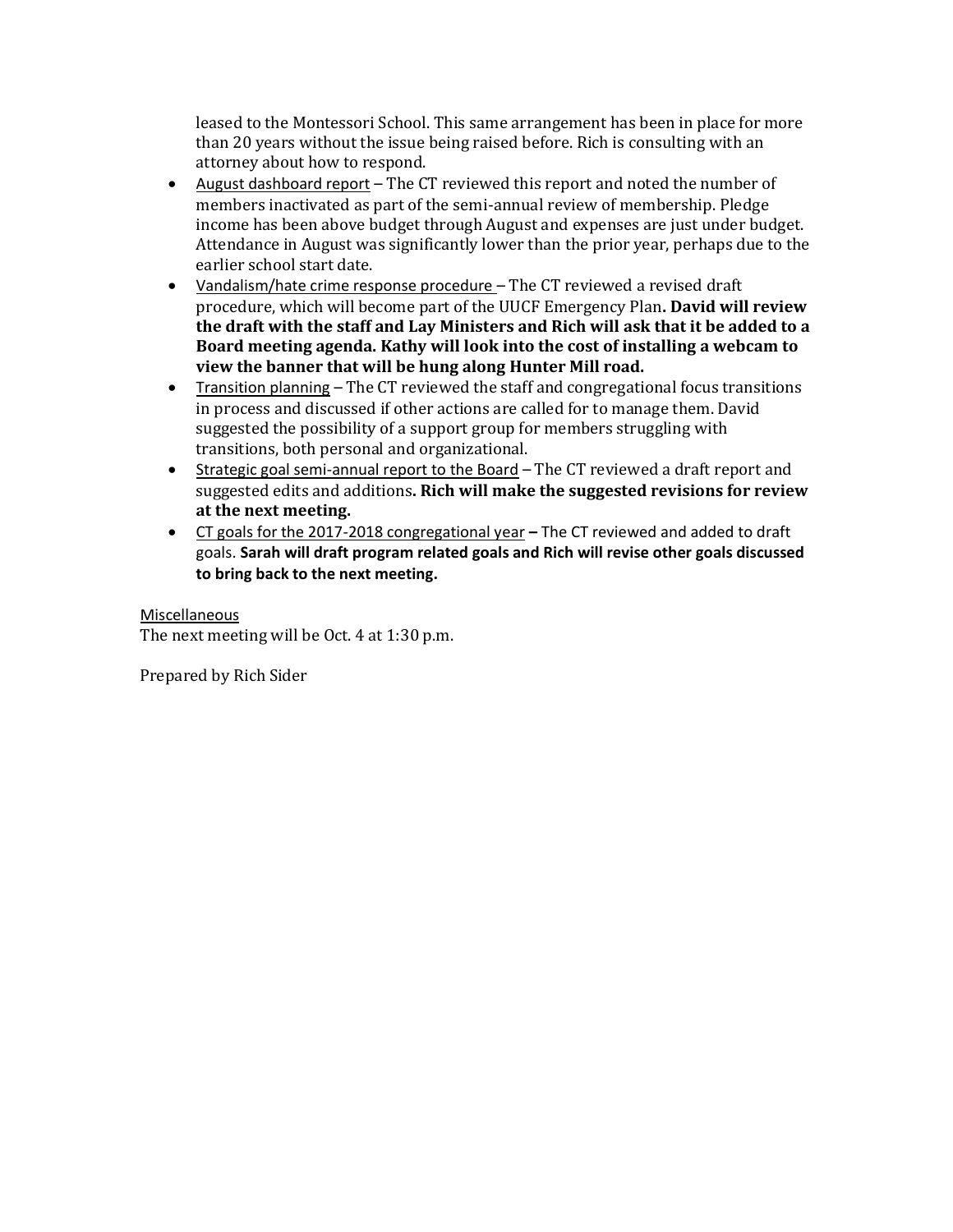leased to the Montessori School. This same arrangement has been in place for more than 20 years without the issue being raised before. Rich is consulting with an attorney about how to respond.

- August dashboard report – The CT reviewed this report and noted the number of members inactivated as part of the semi-annual review of membership. Pledge income has been above budget through August and expenses are just under budget. Attendance in August was significantly lower than the prior year, perhaps due to the earlier school start date.
- Vandalism/hate crime response procedure – The CT reviewed a revised draft procedure, which will become part of the UUCF Emergency Plan**. David will review the draft with the staff and Lay Ministers and Rich will ask that it be added to a Board meeting agenda. Kathy will look into the cost of installing a webcam to view the banner that will be hung along Hunter Mill road.**
- Transition planning – The CT reviewed the staff and congregational focus transitions in process and discussed if other actions are called for to manage them. David suggested the possibility of a support group for members struggling with transitions, both personal and organizational.
- Strategic goal semi-annual report to the Board – The CT reviewed a draft report and suggested edits and additions**. Rich will make the suggested revisions for review at the next meeting.**
- CT goals for the 2017-2018 congregational year **–** The CT reviewed and added to draft goals. **Sarah will draft program related goals and Rich will revise other goals discussed to bring back to the next meeting.**

Miscellaneous

The next meeting will be Oct. 4 at 1:30 p.m.

Prepared by Rich Sider